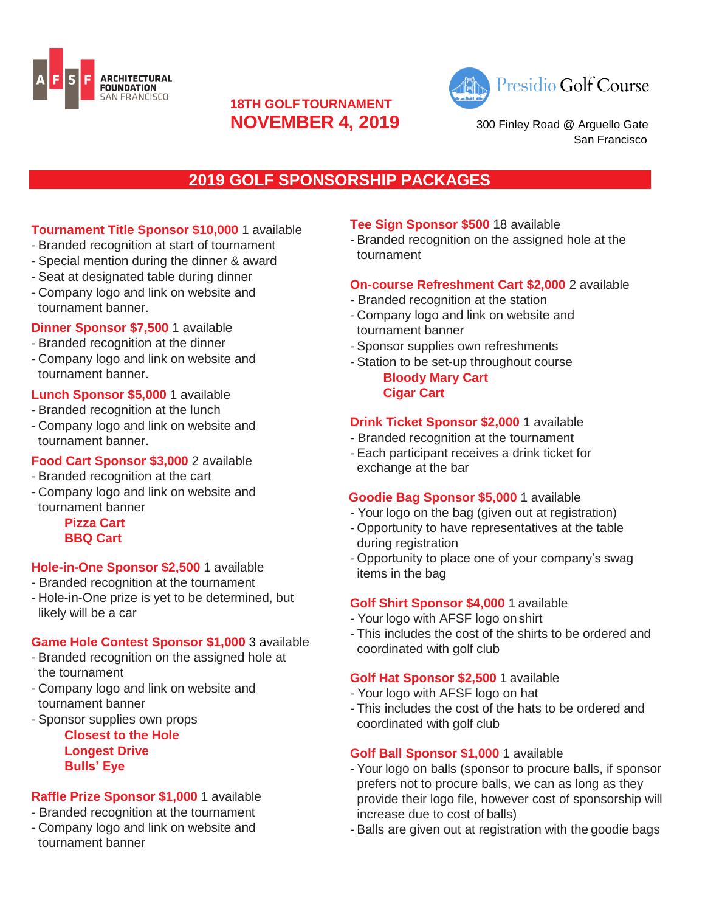ARCHITECTURAL FOUNDATION SAN FRANCISCO

**18TH GOLF TOURNAMENT**

**NOVEMBER 4, 2019**

Presidio Golf Course

300 Finley Road @ Arguello Gate
San Francisco

## 2019 GOLF SPONSORSHIP PACKAGES

**Tournament Title Sponsor $10,000** 1 available
- Branded recognition at start of tournament
- Special mention during the dinner & award
- Seat at designated table during dinner
- Company logo and link on website and tournament banner.

**Dinner Sponsor $7,500** 1 available
- Branded recognition at the dinner
- Company logo and link on website and tournament banner.

**Lunch Sponsor $5,000** 1 available
- Branded recognition at the lunch
- Company logo and link on website and tournament banner.

**Food Cart Sponsor $3,000** 2 available
- Branded recognition at the cart
- Company logo and link on website and tournament banner

  **Pizza Cart**
  **BBQ Cart**

**Hole-in-One Sponsor $2,500** 1 available
- Branded recognition at the tournament
- Hole-in-One prize is yet to be determined, but likely will be a car

**Game Hole Contest Sponsor $1,000** 3 available
- Branded recognition on the assigned hole at the tournament
- Company logo and link on website and tournament banner
- Sponsor supplies own props

  **Closest to the Hole**
  **Longest Drive**
  **Bulls' Eye**

**Raffle Prize Sponsor $1,000** 1 available
- Branded recognition at the tournament
- Company logo and link on website and tournament banner

**Tee Sign Sponsor $500** 18 available
- Branded recognition on the assigned hole at the tournament

**On-course Refreshment Cart $2,000** 2 available
- Branded recognition at the station
- Company logo and link on website and tournament banner
- Sponsor supplies own refreshments
- Station to be set-up throughout course

  **Bloody Mary Cart**
  **Cigar Cart**

**Drink Ticket Sponsor $2,000** 1 available
- Branded recognition at the tournament
- Each participant receives a drink ticket for exchange at the bar

**Goodie Bag Sponsor $5,000** 1 available
- Your logo on the bag (given out at registration)
- Opportunity to have representatives at the table during registration
- Opportunity to place one of your company's swag items in the bag

**Golf Shirt Sponsor $4,000** 1 available
- Your logo with AFSF logo on shirt
- This includes the cost of the shirts to be ordered and coordinated with golf club

**Golf Hat Sponsor $2,500** 1 available
- Your logo with AFSF logo on hat
- This includes the cost of the hats to be ordered and coordinated with golf club

**Golf Ball Sponsor $1,000** 1 available
- Your logo on balls (sponsor to procure balls, if sponsor prefers not to procure balls, we can as long as they provide their logo file, however cost of sponsorship will increase due to cost of balls)
- Balls are given out at registration with the goodie bags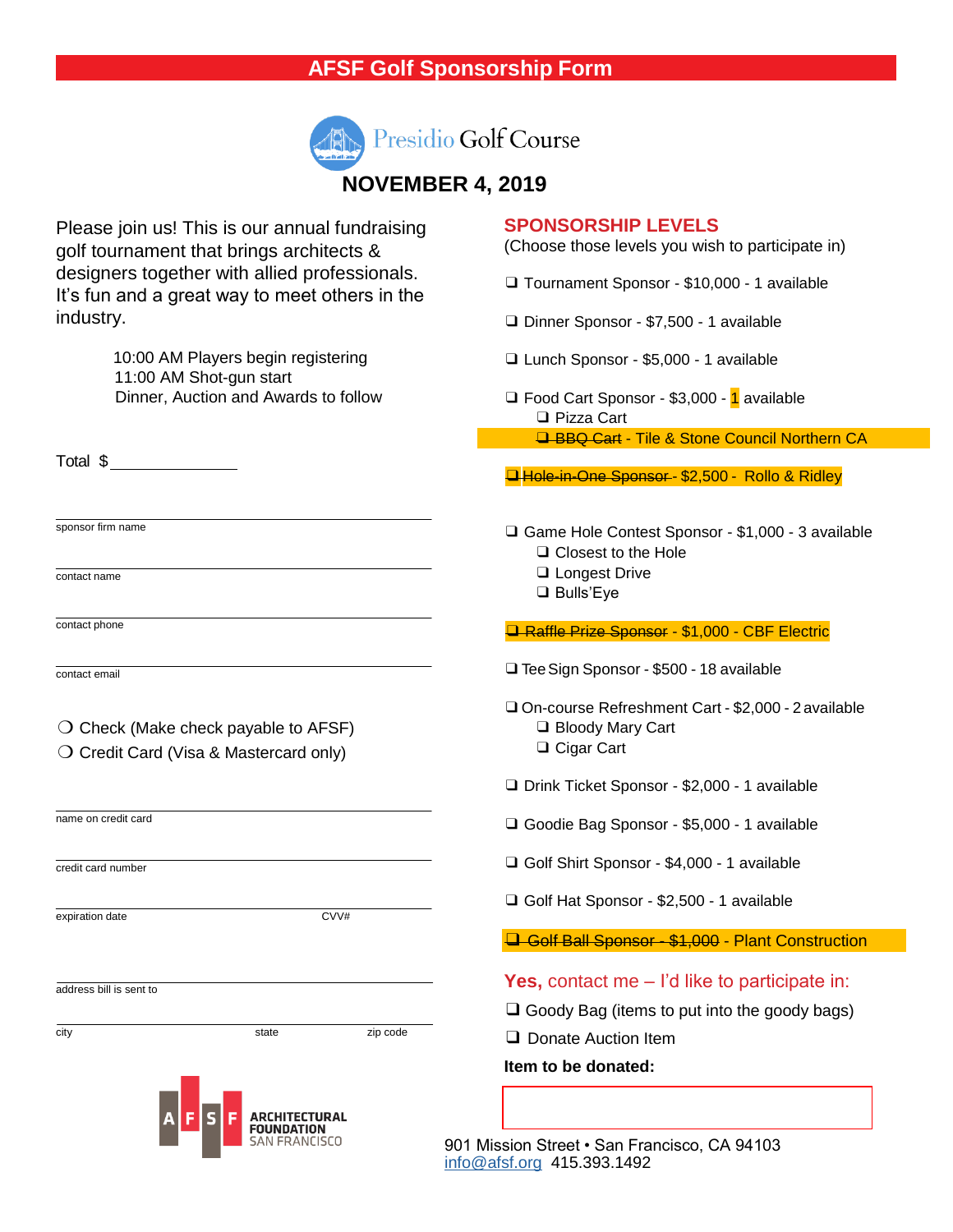# AFSF Golf Sponsorship Form

Presidio Golf Course

## NOVEMBER 4, 2019

Please join us! This is our annual fundraising golf tournament that brings architects & designers together with allied professionals. It's fun and a great way to meet others in the industry.

10:00 AM Players begin registering
11:00 AM Shot-gun start
Dinner, Auction and Awards to follow

Total $ _______________

_______________________________
sponsor firm name

_______________________________
contact name

_______________________________
contact phone

_______________________________
contact email

❍ Check (Make check payable to AFSF)
❍ Credit Card (Visa & Mastercard only)

_______________________________
name on credit card

_______________________________
credit card number

_______________________________
expiration date CVV#

_______________________________
address bill is sent to

_______________________________
city state zip code

ARCHITECTURAL FOUNDATION SAN FRANCISCO

## SPONSORSHIP LEVELS

(Choose those levels you wish to participate in)

- ❑ Tournament Sponsor - $10,000 - 1 available
- ❑ Dinner Sponsor - $7,500 - 1 available
- ❑ Lunch Sponsor - $5,000 - 1 available
- ❑ Food Cart Sponsor - $3,000 - 1 available
  - ❑ Pizza Cart
  - ~~❑ BBQ Cart~~ - Tile & Stone Council Northern CA
- ~~❑ Hole-in-One Sponsor~~ - $2,500 - Rollo & Ridley
- ❑ Game Hole Contest Sponsor - $1,000 - 3 available
  - ❑ Closest to the Hole
  - ❑ Longest Drive
  - ❑ Bulls'Eye
- ~~❑ Raffle Prize Sponsor~~ - $1,000 - CBF Electric
- ❑ Tee Sign Sponsor - $500 - 18 available
- ❑ On-course Refreshment Cart - $2,000 - 2 available
  - ❑ Bloody Mary Cart
  - ❑ Cigar Cart
- ❑ Drink Ticket Sponsor - $2,000 - 1 available
- ❑ Goodie Bag Sponsor - $5,000 - 1 available
- ❑ Golf Shirt Sponsor - $4,000 - 1 available
- ❑ Golf Hat Sponsor - $2,500 - 1 available
- ~~❑ Golf Ball Sponsor - $1,000~~ - Plant Construction

**Yes,** contact me – I'd like to participate in:

- ❑ Goody Bag (items to put into the goody bags)
- ❑ Donate Auction Item

**Item to be donated:**

901 Mission Street • San Francisco, CA 94103
info@afsf.org 415.393.1492